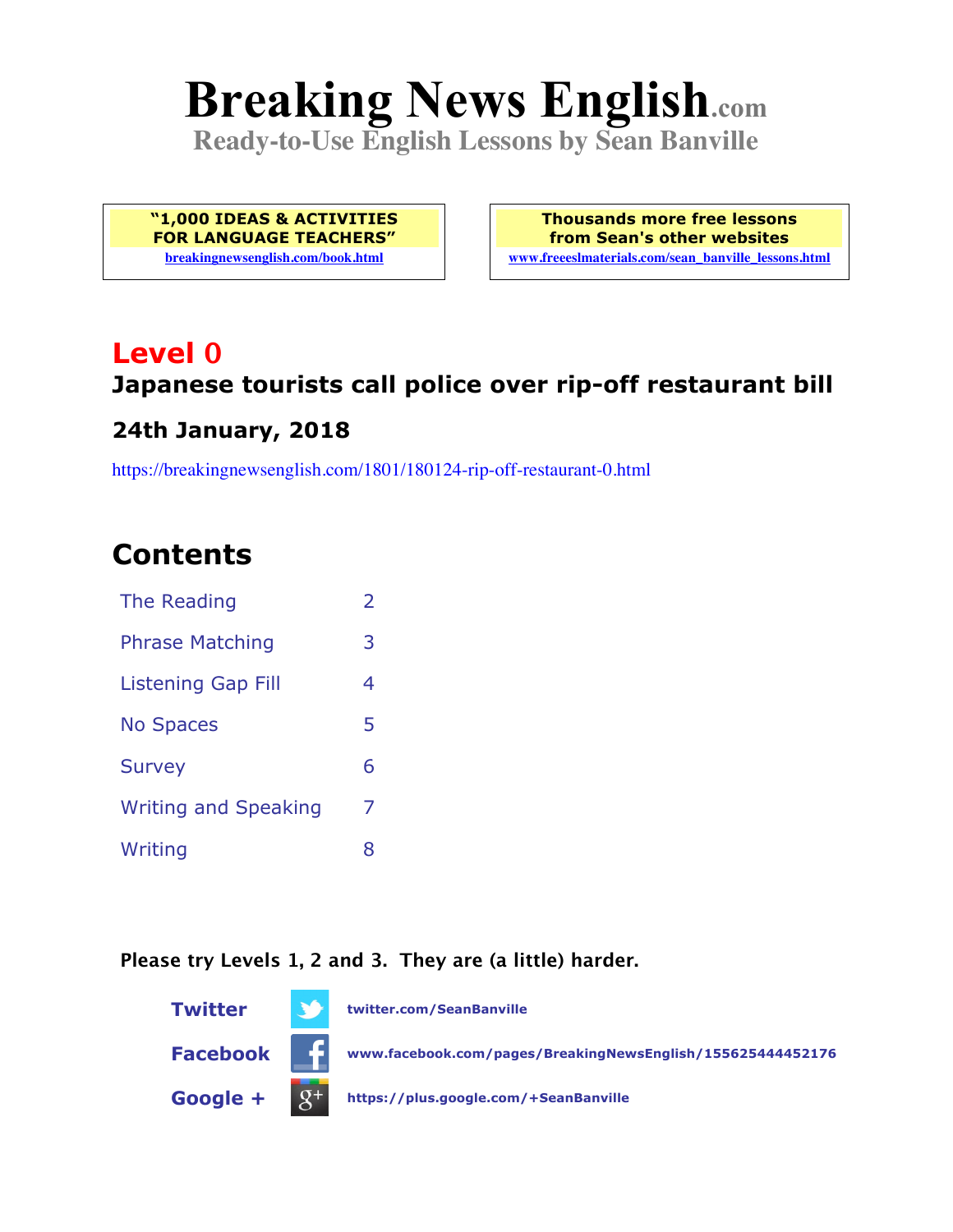# Breaking News English.com

**Ready-to-Use English Lessons by Sean Banville**

**"1,000 IDEAS & ACTIVITIES FOR LANGUAGE TEACHERS"**
breakingnewsenglish.com/book.html

**Thousands more free lessons from Sean's other websites**
www.freeeslmaterials.com/sean_banville_lessons.html

## Level 0

### Japanese tourists call police over rip-off restaurant bill

### 24th January, 2018

https://breakingnewsenglish.com/1801/180124-rip-off-restaurant-0.html

## Contents

| | |
|---|---|
| The Reading | 2 |
| Phrase Matching | 3 |
| Listening Gap Fill | 4 |
| No Spaces | 5 |
| Survey | 6 |
| Writing and Speaking | 7 |
| Writing | 8 |

**Please try Levels 1, 2 and 3. They are (a little) harder.**

**Twitter** twitter.com/SeanBanville

**Facebook** www.facebook.com/pages/BreakingNewsEnglish/155625444452176

**Google +** https://plus.google.com/+SeanBanville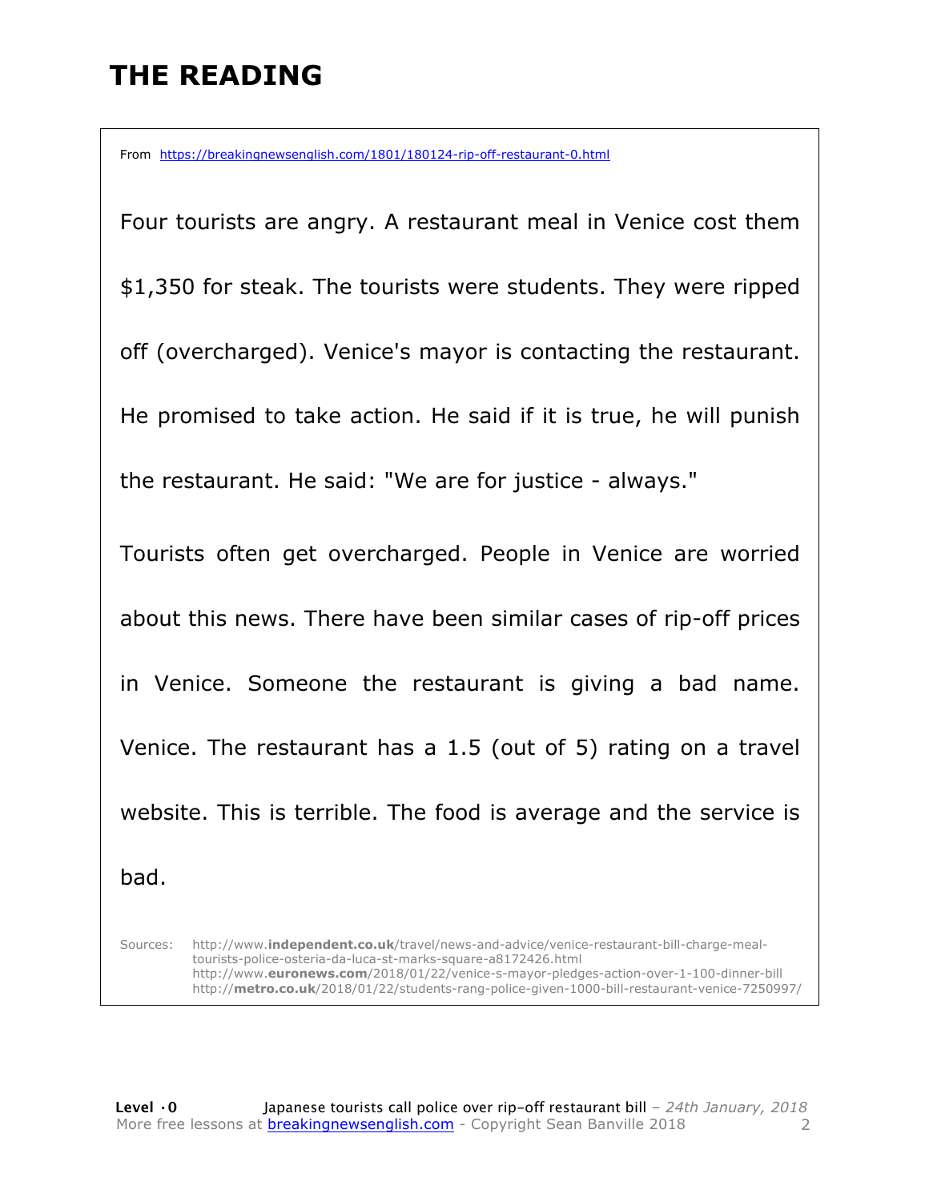# THE READING

From https://breakingnewsenglish.com/1801/180124-rip-off-restaurant-0.html

Four tourists are angry. A restaurant meal in Venice cost them $1,350 for steak. The tourists were students. They were ripped off (overcharged). Venice's mayor is contacting the restaurant. He promised to take action. He said if it is true, he will punish the restaurant. He said: "We are for justice - always."

Tourists often get overcharged. People in Venice are worried about this news. There have been similar cases of rip-off prices in Venice. Someone the restaurant is giving a bad name. Venice. The restaurant has a 1.5 (out of 5) rating on a travel website. This is terrible. The food is average and the service is bad.

Sources: http://www.independent.co.uk/travel/news-and-advice/venice-restaurant-bill-charge-meal-tourists-police-osteria-da-luca-st-marks-square-a8172426.html
http://www.euronews.com/2018/01/22/venice-s-mayor-pledges-action-over-1-100-dinner-bill
http://metro.co.uk/2018/01/22/students-rang-police-given-1000-bill-restaurant-venice-7250997/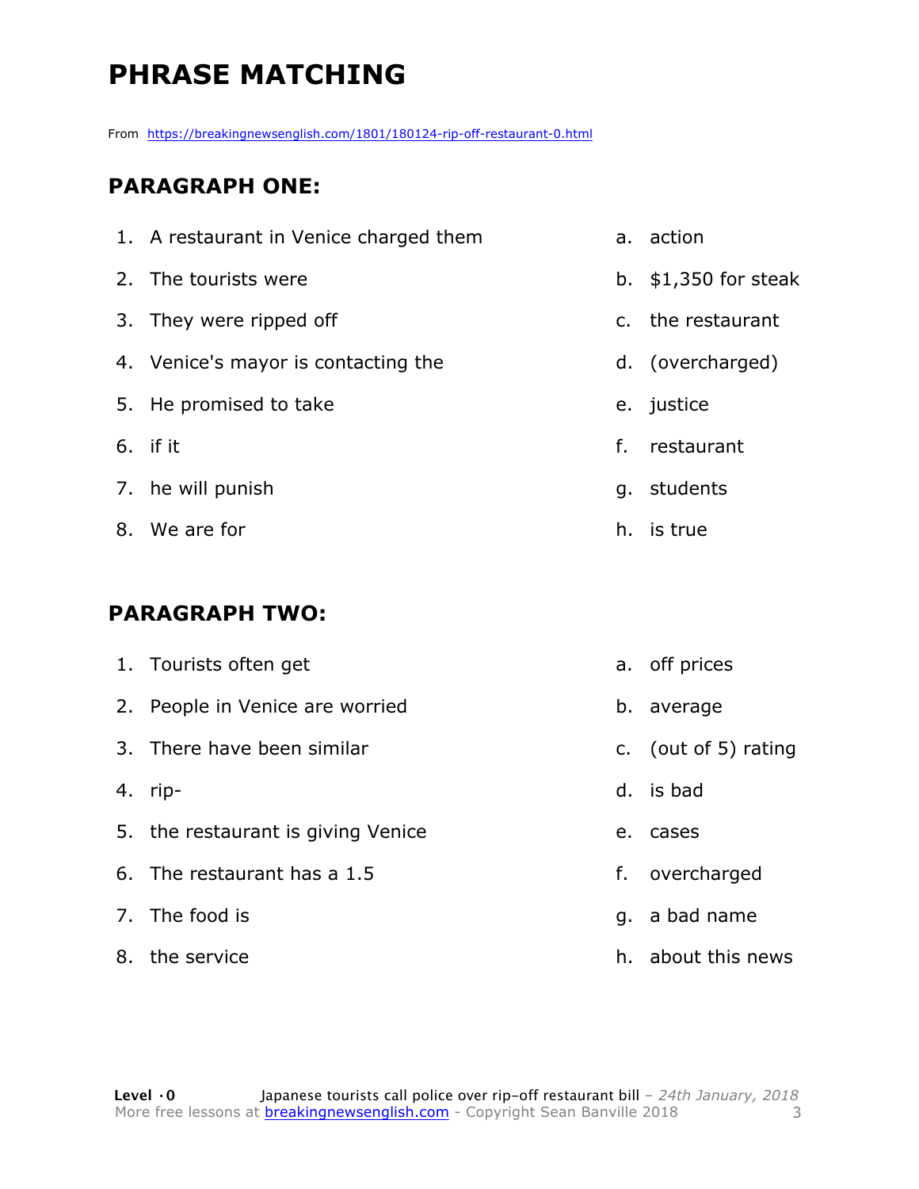# PHRASE MATCHING

From https://breakingnewsenglish.com/1801/180124-rip-off-restaurant-0.html

## PARAGRAPH ONE:

| | |
|---|---|
| 1. A restaurant in Venice charged them | a. action |
| 2. The tourists were | b. $1,350 for steak |
| 3. They were ripped off | c. the restaurant |
| 4. Venice's mayor is contacting the | d. (overcharged) |
| 5. He promised to take | e. justice |
| 6. if it | f. restaurant |
| 7. he will punish | g. students |
| 8. We are for | h. is true |

## PARAGRAPH TWO:

| | |
|---|---|
| 1. Tourists often get | a. off prices |
| 2. People in Venice are worried | b. average |
| 3. There have been similar | c. (out of 5) rating |
| 4. rip- | d. is bad |
| 5. the restaurant is giving Venice | e. cases |
| 6. The restaurant has a 1.5 | f. overcharged |
| 7. The food is | g. a bad name |
| 8. the service | h. about this news |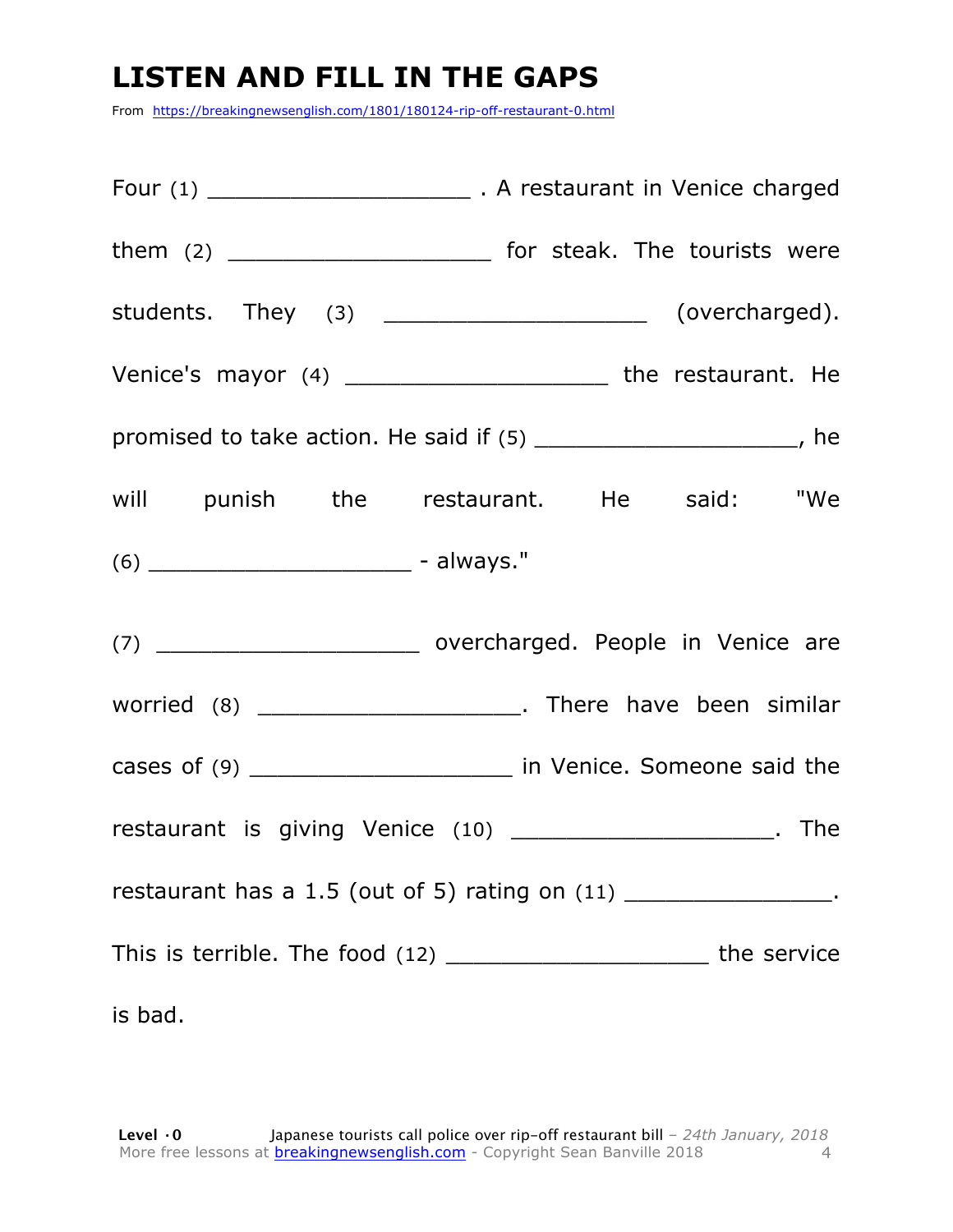# LISTEN AND FILL IN THE GAPS

From https://breakingnewsenglish.com/1801/180124-rip-off-restaurant-0.html

Four (1) ____________________ . A restaurant in Venice charged them (2) ____________________ for steak. The tourists were students. They (3) ____________________ (overcharged). Venice's mayor (4) ____________________ the restaurant. He promised to take action. He said if (5) ____________________, he will punish the restaurant. He said: "We (6) ____________________ - always."

(7) ____________________ overcharged. People in Venice are worried (8) ____________________. There have been similar cases of (9) ____________________ in Venice. Someone said the restaurant is giving Venice (10) ____________________. The restaurant has a 1.5 (out of 5) rating on (11) ________________. This is terrible. The food (12) ____________________ the service is bad.

**Level · 0** Japanese tourists call police over rip-off restaurant bill – *24th January, 2018*
More free lessons at breakingnewsenglish.com - Copyright Sean Banville 2018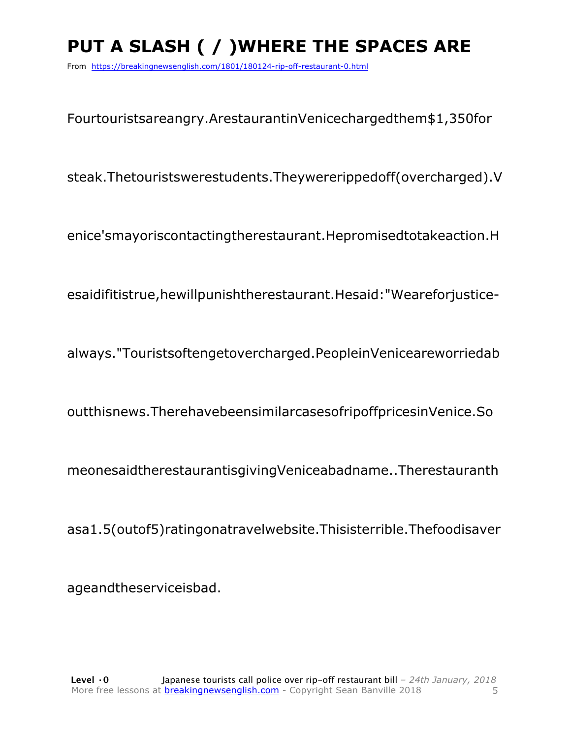# PUT A SLASH ( / )WHERE THE SPACES ARE

From https://breakingnewsenglish.com/1801/180124-rip-off-restaurant-0.html

Fourtouristsareangry.ArestaurantinVenicechargedthem$1,350for

steak.Thetouristswerestudents.Theywererippedoff(overcharged).V

enice'smayoriscontactingtherestaurant.Hepromisedtotakeaction.H

esaidifitistrue,hewillpunishtherestaurant.Hesaid:"Weareforjustice-

always."Touristsoftengetovercharged.PeopleinVeniceareworriedab

outthisnews.TherehavebeensimilarcasesofripoffpricesinVenice.So

meonesaidtherestaurantisgivingVeniceabadname..Therestauranth

asa1.5(outof5)ratingonatravelwebsite.Thisisterrible.Thefoodisaver

ageandtheserviceisbad.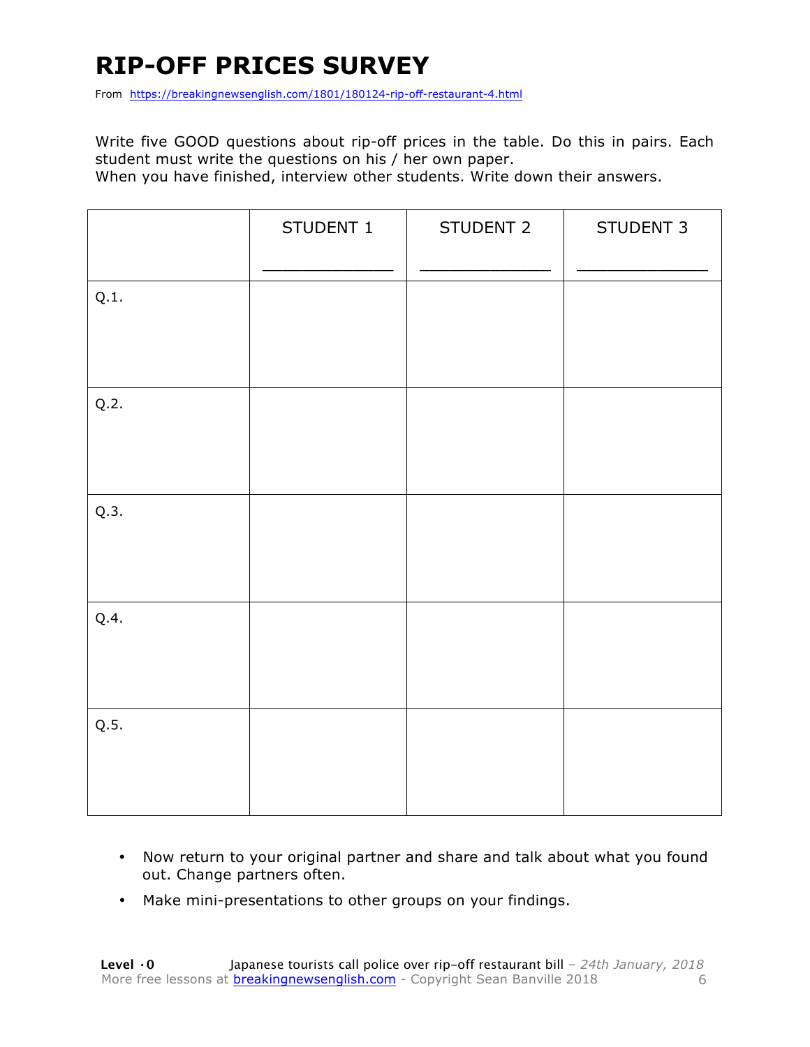# RIP-OFF PRICES SURVEY

From https://breakingnewsenglish.com/1801/180124-rip-off-restaurant-4.html

Write five GOOD questions about rip-off prices in the table. Do this in pairs. Each student must write the questions on his / her own paper.
When you have finished, interview other students. Write down their answers.

| | STUDENT 1<br>_____________ | STUDENT 2<br>_____________ | STUDENT 3<br>_____________ |
|---|---|---|---|
| Q.1. | | | |
| Q.2. | | | |
| Q.3. | | | |
| Q.4. | | | |
| Q.5. | | | |

- Now return to your original partner and share and talk about what you found out. Change partners often.
- Make mini-presentations to other groups on your findings.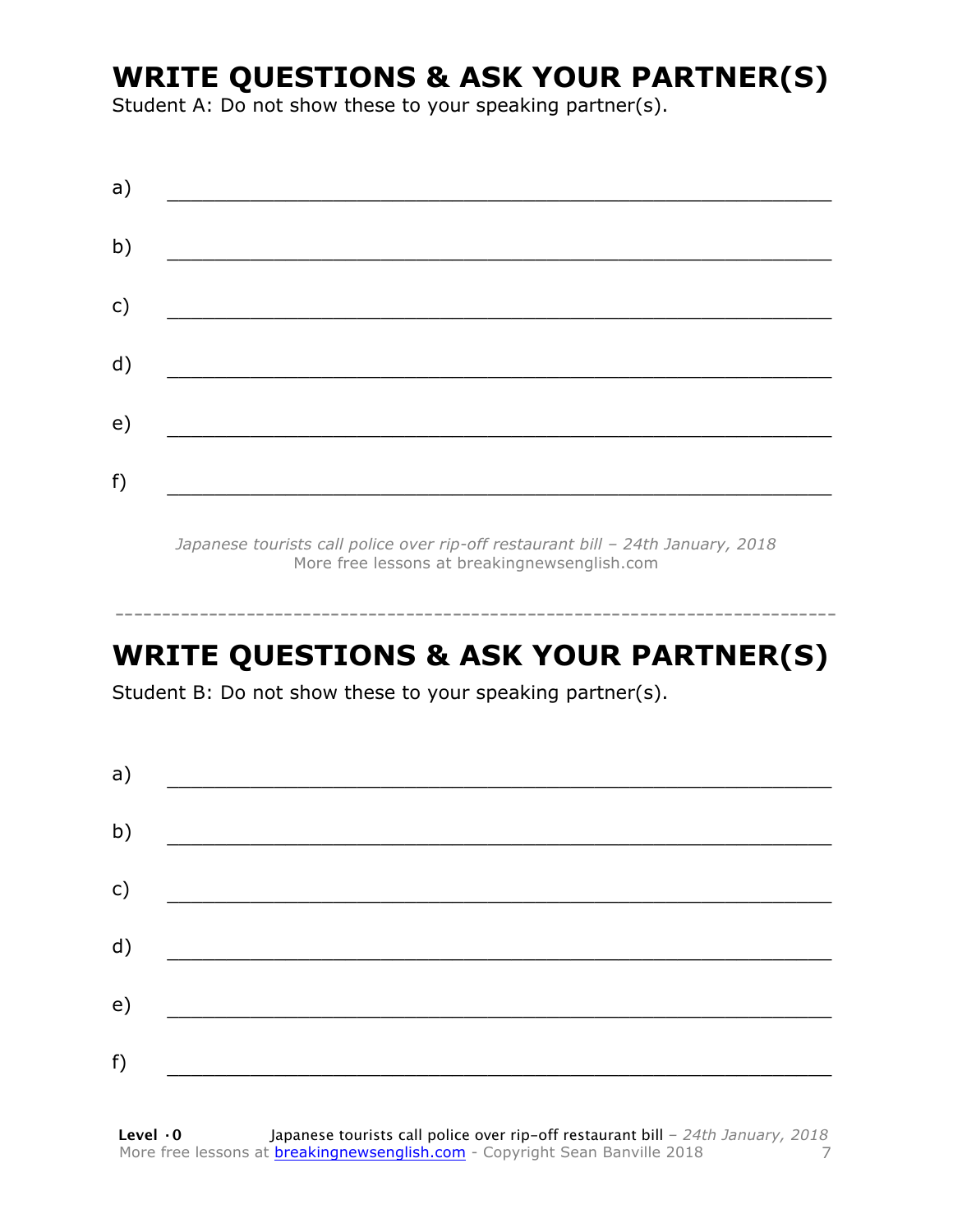## WRITE QUESTIONS & ASK YOUR PARTNER(S)

Student A: Do not show these to your speaking partner(s).

a) ___________________________________________________________

b) ___________________________________________________________

c) ___________________________________________________________

d) ___________________________________________________________

e) ___________________________________________________________

f) ___________________________________________________________

*Japanese tourists call police over rip-off restaurant bill – 24th January, 2018*
More free lessons at breakingnewsenglish.com

---

## WRITE QUESTIONS & ASK YOUR PARTNER(S)

Student B: Do not show these to your speaking partner(s).

a) ___________________________________________________________

b) ___________________________________________________________

c) ___________________________________________________________

d) ___________________________________________________________

e) ___________________________________________________________

f) ___________________________________________________________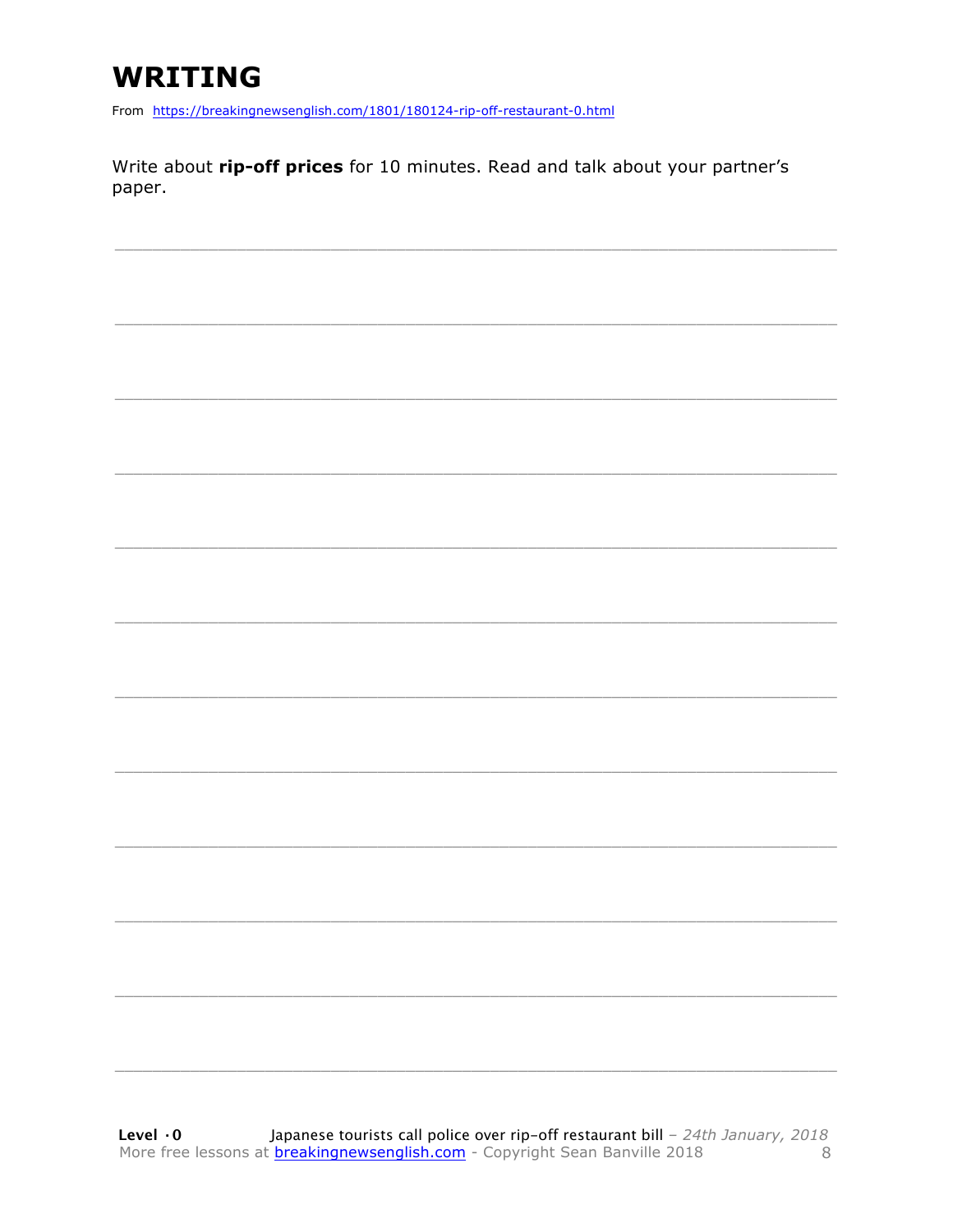# WRITING

From https://breakingnewsenglish.com/1801/180124-rip-off-restaurant-0.html

Write about **rip-off prices** for 10 minutes. Read and talk about your partner's paper.